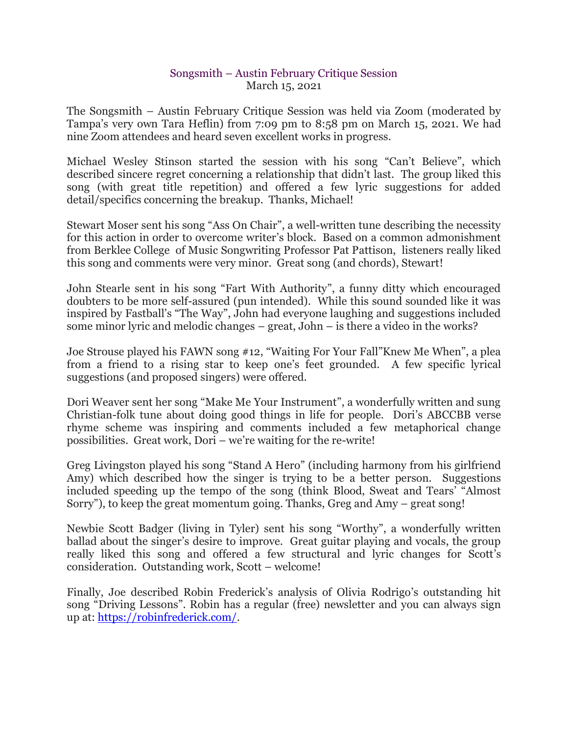# Songsmith – Austin February Critique Session

March 15, 2021

The Songsmith – Austin February Critique Session was held via Zoom (moderated by Tampa's very own Tara Heflin) from 7:09 pm to 8:58 pm on March 15, 2021. We had nine Zoom attendees and heard seven excellent works in progress.

Michael Wesley Stinson started the session with his song "Can't Believe", which described sincere regret concerning a relationship that didn't last. The group liked this song (with great title repetition) and offered a few lyric suggestions for added detail/specifics concerning the breakup. Thanks, Michael!

Stewart Moser sent his song "Ass On Chair", a well-written tune describing the necessity for this action in order to overcome writer's block. Based on a common admonishment from Berklee College of Music Songwriting Professor Pat Pattison, listeners really liked this song and comments were very minor. Great song (and chords), Stewart!

John Stearle sent in his song "Fart With Authority", a funny ditty which encouraged doubters to be more self-assured (pun intended). While this sound sounded like it was inspired by Fastball's "The Way", John had everyone laughing and suggestions included some minor lyric and melodic changes – great, John – is there a video in the works?

Joe Strouse played his FAWN song #12, "Waiting For Your Fall"Knew Me When", a plea from a friend to a rising star to keep one's feet grounded. A few specific lyrical suggestions (and proposed singers) were offered.

Dori Weaver sent her song "Make Me Your Instrument", a wonderfully written and sung Christian-folk tune about doing good things in life for people. Dori's ABCCBB verse rhyme scheme was inspiring and comments included a few metaphorical change possibilities. Great work, Dori – we're waiting for the re-write!

Greg Livingston played his song "Stand A Hero" (including harmony from his girlfriend Amy) which described how the singer is trying to be a better person. Suggestions included speeding up the tempo of the song (think Blood, Sweat and Tears' "Almost Sorry"), to keep the great momentum going. Thanks, Greg and Amy – great song!

Newbie Scott Badger (living in Tyler) sent his song "Worthy", a wonderfully written ballad about the singer's desire to improve. Great guitar playing and vocals, the group really liked this song and offered a few structural and lyric changes for Scott's consideration. Outstanding work, Scott – welcome!

Finally, Joe described Robin Frederick's analysis of Olivia Rodrigo's outstanding hit song "Driving Lessons". Robin has a regular (free) newsletter and you can always sign up at: [https://robinfrederick.com/](https://robinfrederick.com/).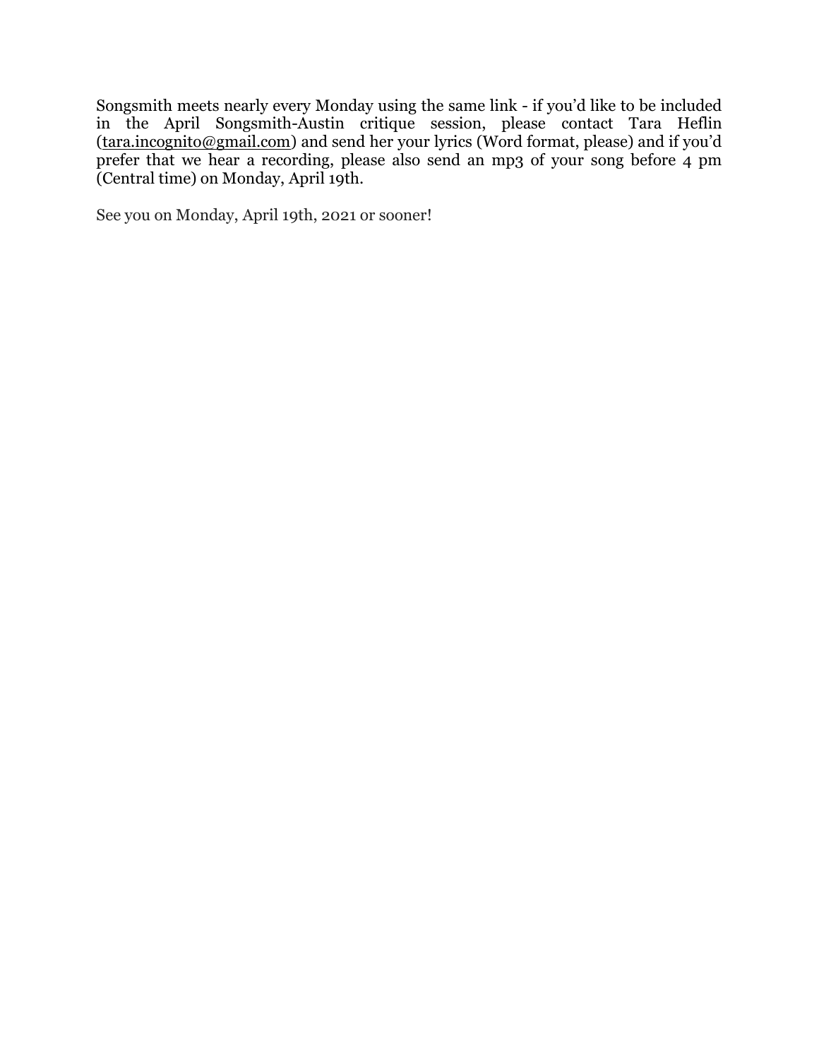Songsmith meets nearly every Monday using the same link - if you'd like to be included in the April Songsmith-Austin critique session, please contact Tara Heflin (tara.incognito@gmail.com) and send her your lyrics (Word format, please) and if you'd prefer that we hear a recording, please also send an mp3 of your song before 4 pm (Central time) on Monday, April 19th.

See you on Monday, April 19th, 2021 or sooner!